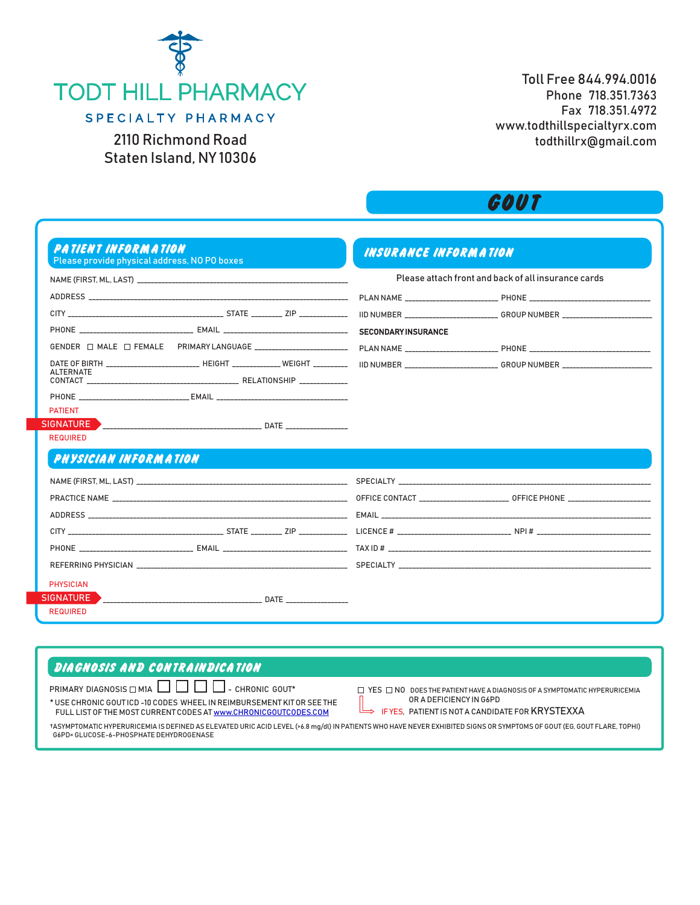# TODT HILL PHARMACY

SPECIALTY PHARMACY

2110 Richmond Road
Staten Island, NY 10306

Toll Free 844.994.0016
Phone 718.351.7363
Fax 718.351.4972
www.todthillspecialtyrx.com
todthillrx@gmail.com

## GOUT

### PATIENT INFORMATION

Please provide physical address, NO PO boxes

NAME (FIRST, ML, LAST) ______________________________

ADDRESS ______________________________

CITY ______________ STATE ________ ZIP ____________

PHONE ______________ EMAIL ______________

GENDER ☐ MALE ☐ FEMALE PRIMARY LANGUAGE ______________

DATE OF BIRTH ______________ HEIGHT ____________ WEIGHT ________

ALTERNATE CONTACT ______________ RELATIONSHIP ____________

PHONE ______________ EMAIL ______________

PATIENT SIGNATURE REQUIRED ______________ DATE ______________

### INSURANCE INFORMATION

Please attach front and back of all insurance cards

PLAN NAME ______________ PHONE ______________

IID NUMBER ______________ GROUP NUMBER ______________

**SECONDARY INSURANCE**

PLAN NAME ______________ PHONE ______________

IID NUMBER ______________ GROUP NUMBER ______________

### PHYSICIAN INFORMATION

NAME (FIRST, ML, LAST) ______________________________

PRACTICE NAME ______________________________

ADDRESS ______________________________

CITY ______________ STATE ________ ZIP ____________

PHONE ______________ EMAIL ______________

REFERRING PHYSICIAN ______________________________

PHYSICIAN SIGNATURE REQUIRED ______________ DATE ______________

SPECIALTY ______________________________

OFFICE CONTACT ______________ OFFICE PHONE ______________

EMAIL ______________________________

LICENCE # ______________ NPI # ______________

TAX ID # ______________________________

SPECIALTY ______________________________

### DIAGNOSIS AND CONTRAINDICATION

PRIMARY DIAGNOSIS ☐ M1A ☐ ☐ ☐ ☐ - CHRONIC GOUT*

* USE CHRONIC GOUT ICD -10 CODES WHEEL IN REIMBURSEMENT KIT OR SEE THE FULL LIST OF THE MOST CURRENT CODES AT www.CHRONICGOUTCODES.COM

☐ YES ☐ NO DOES THE PATIENT HAVE A DIAGNOSIS OF A SYMPTOMATIC HYPERURICEMIA OR A DEFICIENCY IN G6PD

IF YES, PATIENT IS NOT A CANDIDATE FOR KRYSTEXXA

†ASYMPTOMATIC HYPERURICEMIA IS DEFINED AS ELEVATED URIC ACID LEVEL (>6.8 mg/dl) IN PATIENTS WHO HAVE NEVER EXHIBITED SIGNS OR SYMPTOMS OF GOUT (EG, GOUT FLARE, TOPHI)
G6PD= GLUCOSE-6-PHOSPHATE DEHYDROGENASE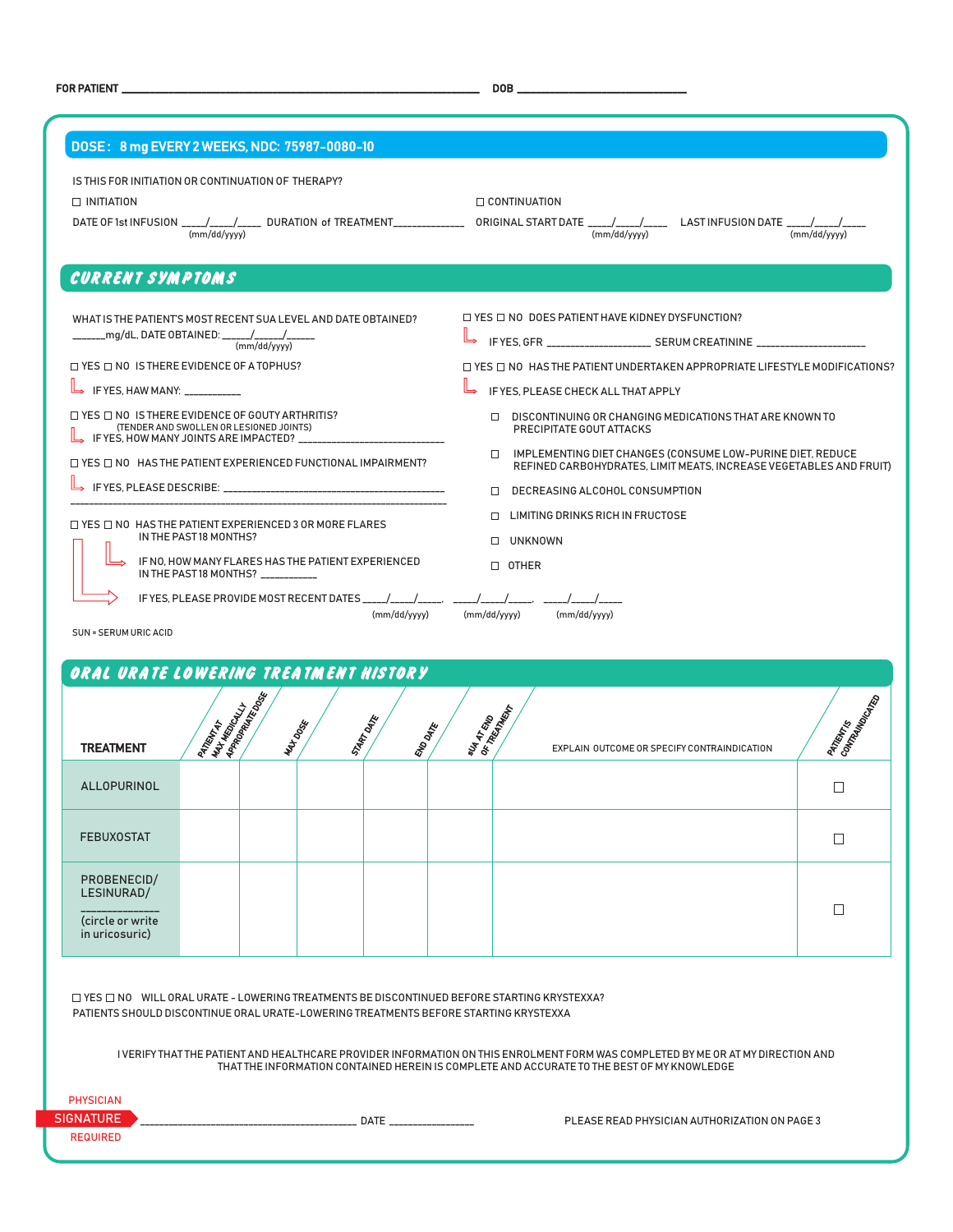FOR PATIENT ____________________________________________ DOB ______________________

## DOSE: 8 mg EVERY 2 WEEKS, NDC: 75987-0080-10

IS THIS FOR INITIATION OR CONTINUATION OF THERAPY?

☐ INITIATION

DATE OF 1st INFUSION ____/____/____ (mm/dd/yyyy) DURATION of TREATMENT____________

☐ CONTINUATION

ORIGINAL START DATE ____/____/____ (mm/dd/yyyy) LAST INFUSION DATE ____/____/____ (mm/dd/yyyy)

## CURRENT SYMPTOMS

WHAT IS THE PATIENT'S MOST RECENT SUA LEVEL AND DATE OBTAINED?
______mg/dL, DATE OBTAINED: _____/_____/_____ (mm/dd/yyyy)

☐ YES ☐ NO IS THERE EVIDENCE OF A TOPHUS?
IF YES, HAW MANY: __________

☐ YES ☐ NO IS THERE EVIDENCE OF GOUTY ARTHRITIS? (TENDER AND SWOLLEN OR LESIONED JOINTS)
IF YES, HOW MANY JOINTS ARE IMPACTED? ____________________________

☐ YES ☐ NO HAS THE PATIENT EXPERIENCED FUNCTIONAL IMPAIRMENT?
IF YES, PLEASE DESCRIBE: ____________________________________

☐ YES ☐ NO HAS THE PATIENT EXPERIENCED 3 OR MORE FLARES IN THE PAST 18 MONTHS?
IF NO, HOW MANY FLARES HAS THE PATIENT EXPERIENCED IN THE PAST 18 MONTHS? __________
IF YES, PLEASE PROVIDE MOST RECENT DATES ____/____/____, ____/____/____, ____/____/____ (mm/dd/yyyy) (mm/dd/yyyy) (mm/dd/yyyy)

SUN = SERUM URIC ACID

☐ YES ☐ NO DOES PATIENT HAVE KIDNEY DYSFUNCTION?
IF YES, GFR ________________ SERUM CREATININE __________________

☐ YES ☐ NO HAS THE PATIENT UNDERTAKEN APPROPRIATE LIFESTYLE MODIFICATIONS?
IF YES, PLEASE CHECK ALL THAT APPLY

- ☐ DISCONTINUING OR CHANGING MEDICATIONS THAT ARE KNOWN TO PRECIPITATE GOUT ATTACKS
- ☐ IMPLEMENTING DIET CHANGES (CONSUME LOW-PURINE DIET, REDUCE REFINED CARBOHYDRATES, LIMIT MEATS, INCREASE VEGETABLES AND FRUIT)
- ☐ DECREASING ALCOHOL CONSUMPTION
- ☐ LIMITING DRINKS RICH IN FRUCTOSE
- ☐ UNKNOWN
- ☐ OTHER

## ORAL URATE LOWERING TREATMENT HISTORY

| TREATMENT | PATIENT AT MAX MEDICALLY APPROPRIATE DOSE | MAX DOSE | START DATE | END DATE | sUA AT END OF TREATMENT | EXPLAIN OUTCOME OR SPECIFY CONTRAINDICATION | PATIENT IS CONTRAINDICATED |
|---|---|---|---|---|---|---|---|
| ALLOPURINOL | | | | | | | ☐ |
| FEBUXOSTAT | | | | | | | ☐ |
| PROBENECID/ LESINURAD/ ____________ (circle or write in uricosuric) | | | | | | | ☐ |

☐ YES ☐ NO WILL ORAL URATE - LOWERING TREATMENTS BE DISCONTINUED BEFORE STARTING KRYSTEXXA?
PATIENTS SHOULD DISCONTINUE ORAL URATE-LOWERING TREATMENTS BEFORE STARTING KRYSTEXXA

I VERIFY THAT THE PATIENT AND HEALTHCARE PROVIDER INFORMATION ON THIS ENROLMENT FORM WAS COMPLETED BY ME OR AT MY DIRECTION AND THAT THE INFORMATION CONTAINED HEREIN IS COMPLETE AND ACCURATE TO THE BEST OF MY KNOWLEDGE

PHYSICIAN SIGNATURE REQUIRED ____________________________________ DATE ______________

PLEASE READ PHYSICIAN AUTHORIZATION ON PAGE 3